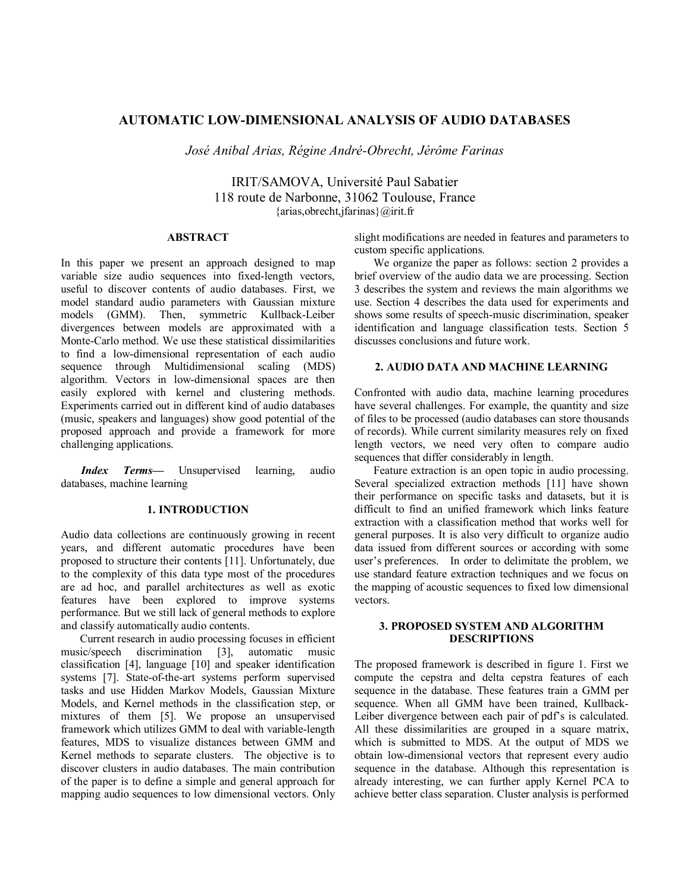# AUTOMATIC LOW-DIMENSIONAL ANALYSIS OF AUDIO DATABASES

*José Anibal Arias, Régine André-Obrecht, Jérôme Farinas*

IRIT/SAMOVA, Université Paul Sabatier
118 route de Narbonne, 31062 Toulouse, France
{arias,obrecht,jfarinas}@irit.fr

## ABSTRACT

In this paper we present an approach designed to map variable size audio sequences into fixed-length vectors, useful to discover contents of audio databases. First, we model standard audio parameters with Gaussian mixture models (GMM). Then, symmetric Kullback-Leiber divergences between models are approximated with a Monte-Carlo method. We use these statistical dissimilarities to find a low-dimensional representation of each audio sequence through Multidimensional scaling (MDS) algorithm. Vectors in low-dimensional spaces are then easily explored with kernel and clustering methods. Experiments carried out in different kind of audio databases (music, speakers and languages) show good potential of the proposed approach and provide a framework for more challenging applications.

***Index Terms*—** Unsupervised learning, audio databases, machine learning

## 1. INTRODUCTION

Audio data collections are continuously growing in recent years, and different automatic procedures have been proposed to structure their contents [11]. Unfortunately, due to the complexity of this data type most of the procedures are ad hoc, and parallel architectures as well as exotic features have been explored to improve systems performance. But we still lack of general methods to explore and classify automatically audio contents.

Current research in audio processing focuses in efficient music/speech discrimination [3], automatic music classification [4], language [10] and speaker identification systems [7]. State-of-the-art systems perform supervised tasks and use Hidden Markov Models, Gaussian Mixture Models, and Kernel methods in the classification step, or mixtures of them [5]. We propose an unsupervised framework which utilizes GMM to deal with variable-length features, MDS to visualize distances between GMM and Kernel methods to separate clusters. The objective is to discover clusters in audio databases. The main contribution of the paper is to define a simple and general approach for mapping audio sequences to low dimensional vectors. Only slight modifications are needed in features and parameters to custom specific applications.

We organize the paper as follows: section 2 provides a brief overview of the audio data we are processing. Section 3 describes the system and reviews the main algorithms we use. Section 4 describes the data used for experiments and shows some results of speech-music discrimination, speaker identification and language classification tests. Section 5 discusses conclusions and future work.

## 2. AUDIO DATA AND MACHINE LEARNING

Confronted with audio data, machine learning procedures have several challenges. For example, the quantity and size of files to be processed (audio databases can store thousands of records). While current similarity measures rely on fixed length vectors, we need very often to compare audio sequences that differ considerably in length.

Feature extraction is an open topic in audio processing. Several specialized extraction methods [11] have shown their performance on specific tasks and datasets, but it is difficult to find an unified framework which links feature extraction with a classification method that works well for general purposes. It is also very difficult to organize audio data issued from different sources or according with some user's preferences. In order to delimitate the problem, we use standard feature extraction techniques and we focus on the mapping of acoustic sequences to fixed low dimensional vectors.

## 3. PROPOSED SYSTEM AND ALGORITHM DESCRIPTIONS

The proposed framework is described in figure 1. First we compute the cepstra and delta cepstra features of each sequence in the database. These features train a GMM per sequence. When all GMM have been trained, Kullback-Leiber divergence between each pair of pdf's is calculated. All these dissimilarities are grouped in a square matrix, which is submitted to MDS. At the output of MDS we obtain low-dimensional vectors that represent every audio sequence in the database. Although this representation is already interesting, we can further apply Kernel PCA to achieve better class separation. Cluster analysis is performed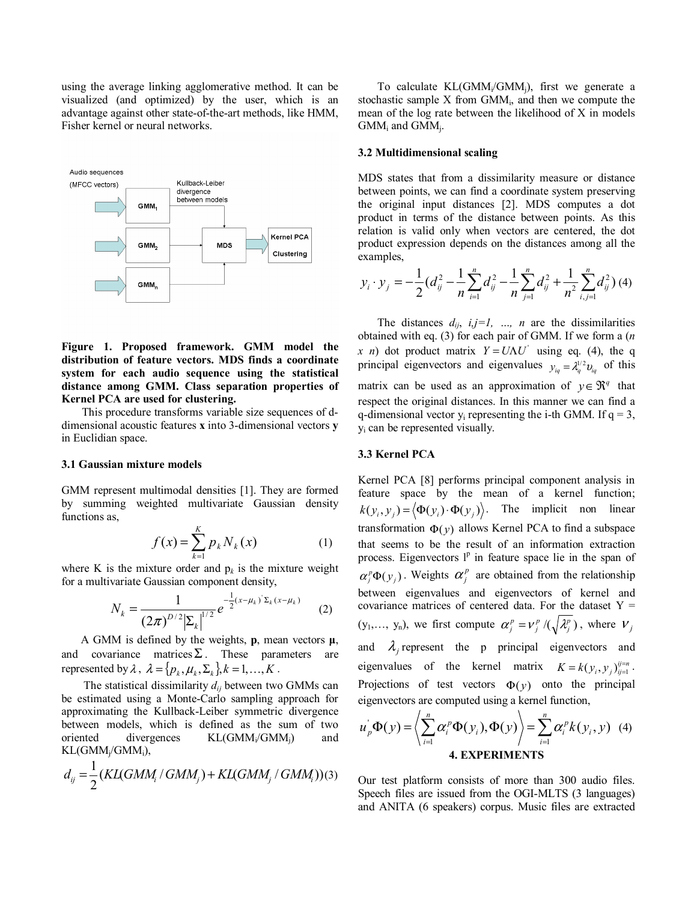using the average linking agglomerative method. It can be visualized (and optimized) by the user, which is an advantage against other state-of-the-art methods, like HMM, Fisher kernel or neural networks.

**Figure 1. Proposed framework. GMM model the distribution of feature vectors. MDS finds a coordinate system for each audio sequence using the statistical distance among GMM. Class separation properties of Kernel PCA are used for clustering.**

This procedure transforms variable size sequences of d-dimensional acoustic features **x** into 3-dimensional vectors **y** in Euclidian space.

### 3.1 Gaussian mixture models

GMM represent multimodal densities [1]. They are formed by summing weighted multivariate Gaussian density functions as,

$$f(x) = \sum_{k=1}^{K} p_k N_k(x) \quad (1)$$

where K is the mixture order and $p_k$ is the mixture weight for a multivariate Gaussian component density,

$$N_k = \frac{1}{(2\pi)^{D/2} |\Sigma_k|^{1/2}} e^{-\frac{1}{2}(x-\mu_k)^{'} \Sigma_k (x-\mu_k)} \quad (2)$$

A GMM is defined by the weights, **p**, mean vectors **μ**, and covariance matrices $\Sigma$. These parameters are represented by $\lambda$, $\lambda = \{p_k, \mu_k, \Sigma_k\}, k = 1, \ldots, K$.

The statistical dissimilarity $d_{ij}$ between two GMMs can be estimated using a Monte-Carlo sampling approach for approximating the Kullback-Leiber symmetric divergence between models, which is defined as the sum of two oriented divergences $KL(GMM_i/GMM_j)$ and $KL(GMM_j/GMM_i)$,

$$d_{ij} = \frac{1}{2}(KL(GMM_i / GMM_j) + KL(GMM_j / GMM_i)) \quad (3)$$

To calculate $KL(GMM_i/GMM_j)$, first we generate a stochastic sample X from $GMM_i$, and then we compute the mean of the log rate between the likelihood of X in models $GMM_i$ and $GMM_j$.

### 3.2 Multidimensional scaling

MDS states that from a dissimilarity measure or distance between points, we can find a coordinate system preserving the original input distances [2]. MDS computes a dot product in terms of the distance between points. As this relation is valid only when vectors are centered, the dot product expression depends on the distances among all the examples,

$$y_i \cdot y_j = -\frac{1}{2}(d_{ij}^2 - \frac{1}{n}\sum_{i=1}^{n} d_{ij}^2 - \frac{1}{n}\sum_{j=1}^{n} d_{ij}^2 + \frac{1}{n^2}\sum_{i,j=1}^{n} d_{ij}^2) \quad (4)$$

The distances $d_{ij}$, $i,j=1, \ldots, n$ are the dissimilarities obtained with eq. (3) for each pair of GMM. If we form a ($n \times n$) dot product matrix $Y = U \Lambda U^{'}$ using eq. (4), the q principal eigenvectors and eigenvalues $y_{iq} = \lambda_q^{1/2} \upsilon_{iq}$ of this matrix can be used as an approximation of $y \in \Re^q$ that respect the original distances. In this manner we can find a q-dimensional vector $y_i$ representing the i-th GMM. If q = 3, $y_i$ can be represented visually.

### 3.3 Kernel PCA

Kernel PCA [8] performs principal component analysis in feature space by the mean of a kernel function; $k(y_i, y_j) = \langle \Phi(y_i) \cdot \Phi(y_j) \rangle$. The implicit non linear transformation $\Phi(y)$ allows Kernel PCA to find a subspace that seems to be the result of an information extraction process. Eigenvectors $l^p$ in feature space lie in the span of $\alpha_j^p \Phi(y_j)$. Weights $\alpha_j^p$ are obtained from the relationship between eigenvalues and eigenvectors of kernel and covariance matrices of centered data. For the dataset Y = ($y_1, \ldots, y_n$), we first compute $\alpha_j^p = \nu_j^p / (\sqrt{\lambda_j^p})$, where $\nu_j$ and $\lambda_j$ represent the p principal eigenvectors and eigenvalues of the kernel matrix $K = k(y_i, y_j)_{ij=1}^{ij=n}$. Projections of test vectors $\Phi(y)$ onto the principal eigenvectors are computed using a kernel function,

$$u_p^{'} \Phi(y) = \left\langle \sum_{i=1}^{n} \alpha_i^p \Phi(y_i), \Phi(y) \right\rangle = \sum_{i=1}^{n} \alpha_i^p k(y_i, y) \quad (4)$$

## 4. EXPERIMENTS

Our test platform consists of more than 300 audio files. Speech files are issued from the OGI-MLTS (3 languages) and ANITA (6 speakers) corpus. Music files are extracted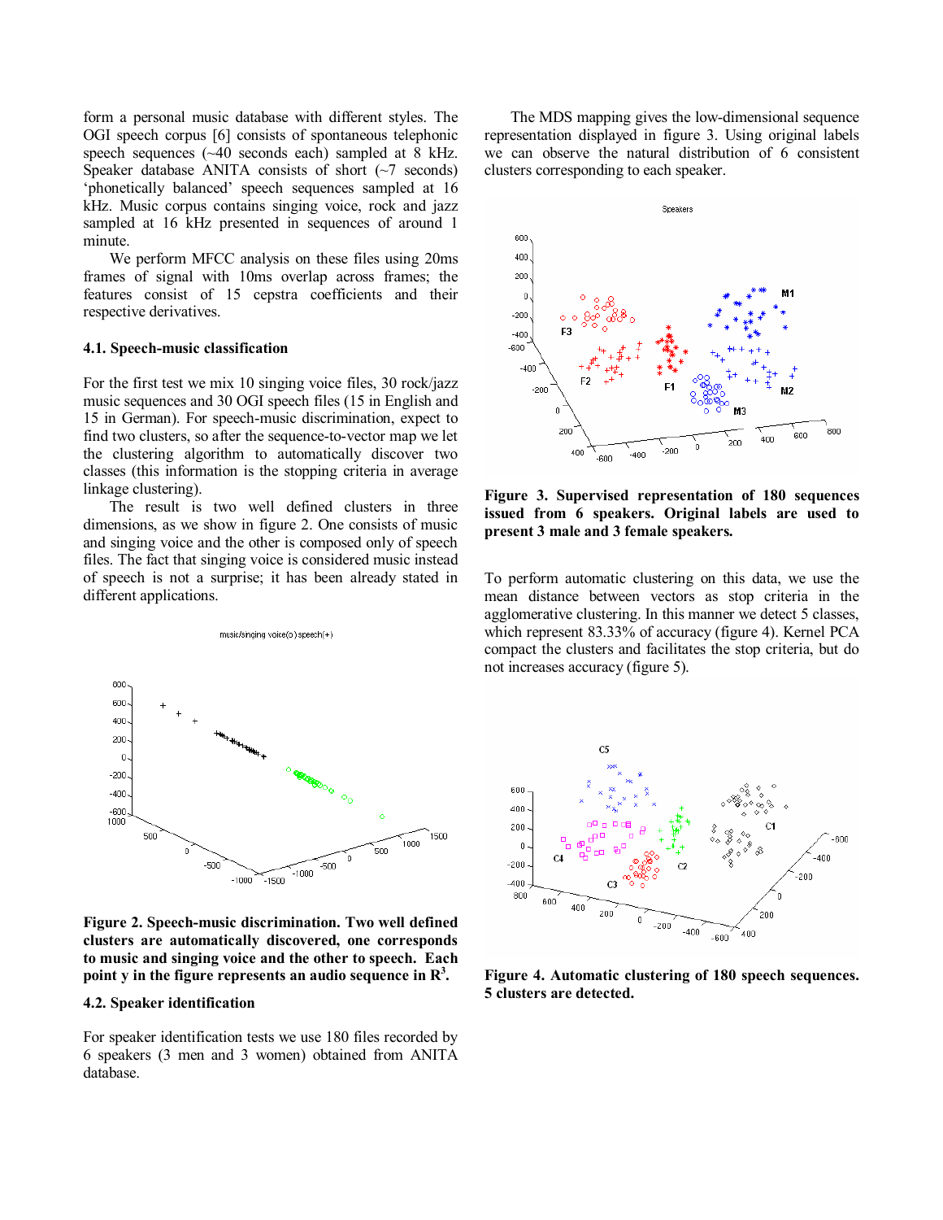form a personal music database with different styles. The OGI speech corpus [6] consists of spontaneous telephonic speech sequences (~40 seconds each) sampled at 8 kHz. Speaker database ANITA consists of short (~7 seconds) 'phonetically balanced' speech sequences sampled at 16 kHz. Music corpus contains singing voice, rock and jazz sampled at 16 kHz presented in sequences of around 1 minute.

We perform MFCC analysis on these files using 20ms frames of signal with 10ms overlap across frames; the features consist of 15 cepstra coefficients and their respective derivatives.

### 4.1. Speech-music classification

For the first test we mix 10 singing voice files, 30 rock/jazz music sequences and 30 OGI speech files (15 in English and 15 in German). For speech-music discrimination, expect to find two clusters, so after the sequence-to-vector map we let the clustering algorithm to automatically discover two classes (this information is the stopping criteria in average linkage clustering).

The result is two well defined clusters in three dimensions, as we show in figure 2. One consists of music and singing voice and the other is composed only of speech files. The fact that singing voice is considered music instead of speech is not a surprise; it has been already stated in different applications.

**Figure 2. Speech-music discrimination. Two well defined clusters are automatically discovered, one corresponds to music and singing voice and the other to speech. Each point y in the figure represents an audio sequence in $R^3$.**

### 4.2. Speaker identification

For speaker identification tests we use 180 files recorded by 6 speakers (3 men and 3 women) obtained from ANITA database.

The MDS mapping gives the low-dimensional sequence representation displayed in figure 3. Using original labels we can observe the natural distribution of 6 consistent clusters corresponding to each speaker.

**Figure 3. Supervised representation of 180 sequences issued from 6 speakers. Original labels are used to present 3 male and 3 female speakers.**

To perform automatic clustering on this data, we use the mean distance between vectors as stop criteria in the agglomerative clustering. In this manner we detect 5 classes, which represent 83.33% of accuracy (figure 4). Kernel PCA compact the clusters and facilitates the stop criteria, but do not increases accuracy (figure 5).

**Figure 4. Automatic clustering of 180 speech sequences. 5 clusters are detected.**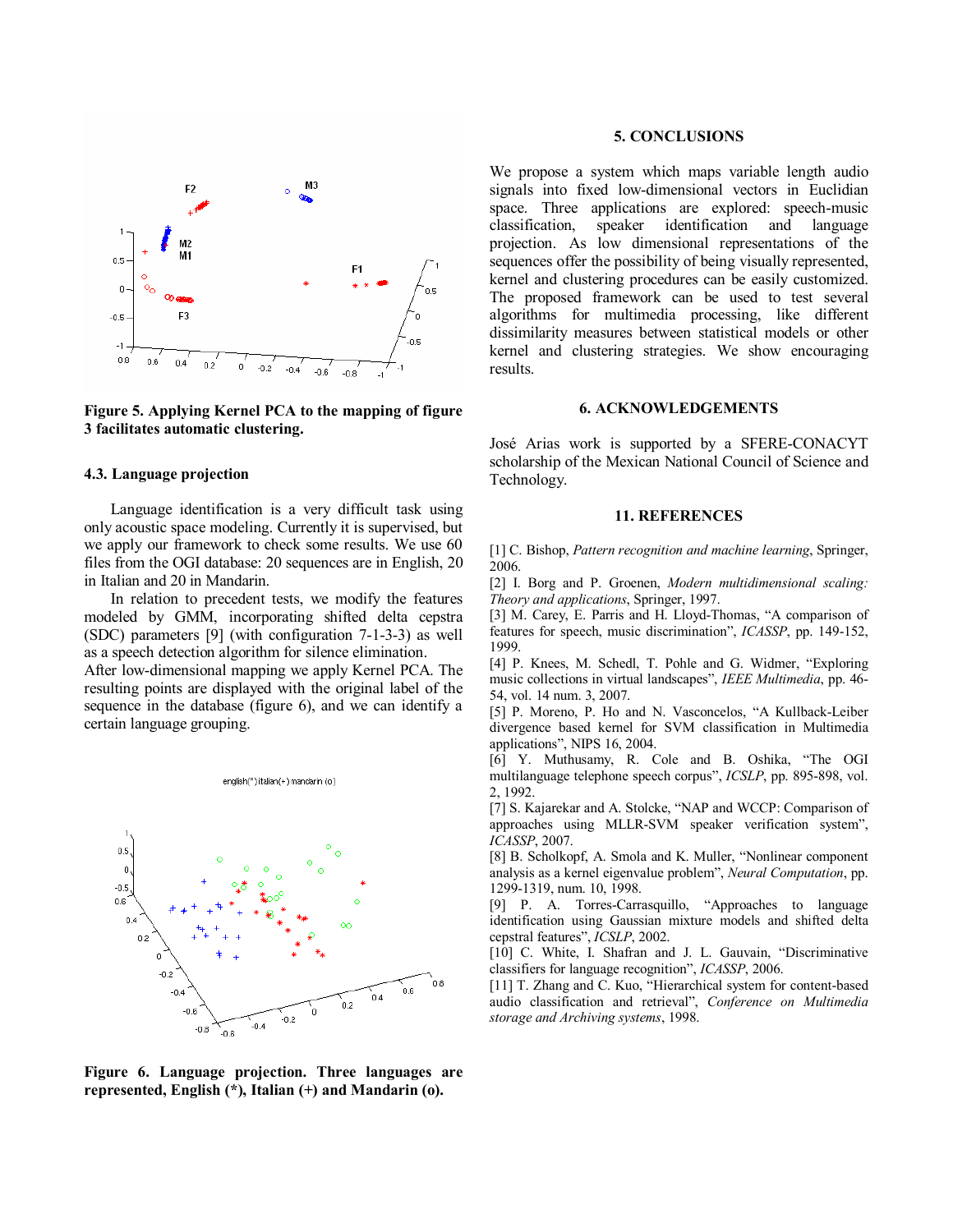F2

M3

M2

M1

F1

F3

**Figure 5. Applying Kernel PCA to the mapping of figure 3 facilitates automatic clustering.**

### 4.3. Language projection

Language identification is a very difficult task using only acoustic space modeling. Currently it is supervised, but we apply our framework to check some results. We use 60 files from the OGI database: 20 sequences are in English, 20 in Italian and 20 in Mandarin.

In relation to precedent tests, we modify the features modeled by GMM, incorporating shifted delta cepstra (SDC) parameters [9] (with configuration 7-1-3-3) as well as a speech detection algorithm for silence elimination. After low-dimensional mapping we apply Kernel PCA. The resulting points are displayed with the original label of the sequence in the database (figure 6), and we can identify a certain language grouping.

english(*) italian(+) mandarin (o)

**Figure 6. Language projection. Three languages are represented, English (*), Italian (+) and Mandarin (o).**

## 5. CONCLUSIONS

We propose a system which maps variable length audio signals into fixed low-dimensional vectors in Euclidian space. Three applications are explored: speech-music classification, speaker identification and language projection. As low dimensional representations of the sequences offer the possibility of being visually represented, kernel and clustering procedures can be easily customized. The proposed framework can be used to test several algorithms for multimedia processing, like different dissimilarity measures between statistical models or other kernel and clustering strategies. We show encouraging results.

## 6. ACKNOWLEDGEMENTS

José Arias work is supported by a SFERE-CONACYT scholarship of the Mexican National Council of Science and Technology.

## 11. REFERENCES

[1] C. Bishop, *Pattern recognition and machine learning*, Springer, 2006.

[2] I. Borg and P. Groenen, *Modern multidimensional scaling: Theory and applications*, Springer, 1997.

[3] M. Carey, E. Parris and H. Lloyd-Thomas, "A comparison of features for speech, music discrimination", *ICASSP*, pp. 149-152, 1999.

[4] P. Knees, M. Schedl, T. Pohle and G. Widmer, "Exploring music collections in virtual landscapes", *IEEE Multimedia*, pp. 46-54, vol. 14 num. 3, 2007.

[5] P. Moreno, P. Ho and N. Vasconcelos, "A Kullback-Leiber divergence based kernel for SVM classification in Multimedia applications", NIPS 16, 2004.

[6] Y. Muthusamy, R. Cole and B. Oshika, "The OGI multilanguage telephone speech corpus", *ICSLP*, pp. 895-898, vol. 2, 1992.

[7] S. Kajarekar and A. Stolcke, "NAP and WCCP: Comparison of approaches using MLLR-SVM speaker verification system", *ICASSP*, 2007.

[8] B. Scholkopf, A. Smola and K. Muller, "Nonlinear component analysis as a kernel eigenvalue problem", *Neural Computation*, pp. 1299-1319, num. 10, 1998.

[9] P. A. Torres-Carrasquillo, "Approaches to language identification using Gaussian mixture models and shifted delta cepstral features", *ICSLP*, 2002.

[10] C. White, I. Shafran and J. L. Gauvain, "Discriminative classifiers for language recognition", *ICASSP*, 2006.

[11] T. Zhang and C. Kuo, "Hierarchical system for content-based audio classification and retrieval", *Conference on Multimedia storage and Archiving systems*, 1998.